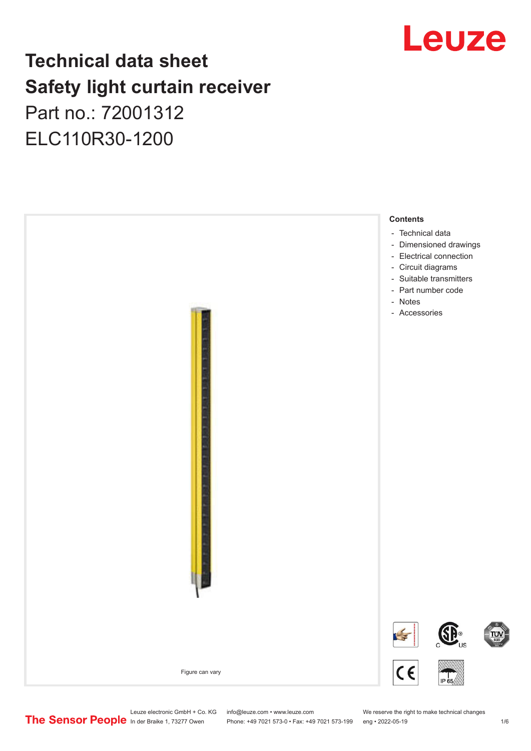Leuze

# Technical data sheet
# Safety light curtain receiver

Part no.: 72001312

ELC110R30-1200

Figure can vary

**Contents**

- Technical data
- Dimensioned drawings
- Electrical connection
- Circuit diagrams
- Suitable transmitters
- Part number code
- Notes
- Accessories

IP 65

Leuze electronic GmbH + Co. KG
In der Braike 1, 73277 Owen

info@leuze.com • www.leuze.com
Phone: +49 7021 573-0 • Fax: +49 7021 573-199

We reserve the right to make technical changes
eng • 2022-05-19

The Sensor People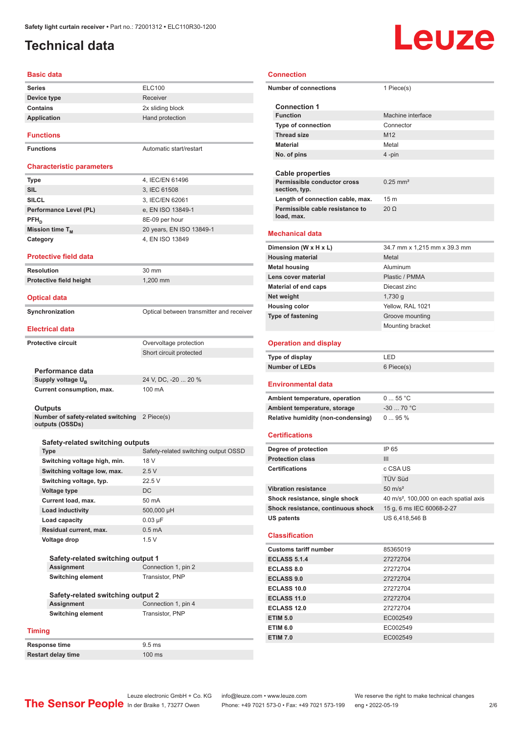# Technical data

## Basic data

| | |
|---|---|
| Series | ELC100 |
| Device type | Receiver |
| Contains | 2x sliding block |
| Application | Hand protection |

## Functions

| | |
|---|---|
| Functions | Automatic start/restart |

## Characteristic parameters

| | |
|---|---|
| Type | 4, IEC/EN 61496 |
| SIL | 3, IEC 61508 |
| SILCL | 3, IEC/EN 62061 |
| Performance Level (PL) | e, EN ISO 13849-1 |
| $PFH_D$ | 8E-09 per hour |
| Mission time $T_M$ | 20 years, EN ISO 13849-1 |
| Category | 4, EN ISO 13849 |

## Protective field data

| | |
|---|---|
| Resolution | 30 mm |
| Protective field height | 1,200 mm |

## Optical data

| | |
|---|---|
| Synchronization | Optical between transmitter and receiver |

## Electrical data

| | |
|---|---|
| Protective circuit | Overvoltage protection |
| | Short circuit protected |

### Performance data

| | |
|---|---|
| Supply voltage $U_B$ | 24 V, DC, -20 ... 20 % |
| Current consumption, max. | 100 mA |

### Outputs

| | |
|---|---|
| Number of safety-related switching outputs (OSSDs) | 2 Piece(s) |

#### Safety-related switching outputs

| | |
|---|---|
| Type | Safety-related switching output OSSD |
| Switching voltage high, min. | 18 V |
| Switching voltage low, max. | 2.5 V |
| Switching voltage, typ. | 22.5 V |
| Voltage type | DC |
| Current load, max. | 50 mA |
| Load inductivity | 500,000 µH |
| Load capacity | 0.03 µF |
| Residual current, max. | 0.5 mA |
| Voltage drop | 1.5 V |

#### Safety-related switching output 1

| | |
|---|---|
| Assignment | Connection 1, pin 2 |
| Switching element | Transistor, PNP |

#### Safety-related switching output 2

| | |
|---|---|
| Assignment | Connection 1, pin 4 |
| Switching element | Transistor, PNP |

## Timing

| | |
|---|---|
| Response time | 9.5 ms |
| Restart delay time | 100 ms |

## Connection

| | |
|---|---|
| Number of connections | 1 Piece(s) |

### Connection 1

| | |
|---|---|
| Function | Machine interface |
| Type of connection | Connector |
| Thread size | M12 |
| Material | Metal |
| No. of pins | 4 -pin |

### Cable properties

| | |
|---|---|
| Permissible conductor cross section, typ. | 0.25 mm² |
| Length of connection cable, max. | 15 m |
| Permissible cable resistance to load, max. | 20 Ω |

## Mechanical data

| | |
|---|---|
| Dimension (W x H x L) | 34.7 mm x 1,215 mm x 39.3 mm |
| Housing material | Metal |
| Metal housing | Aluminum |
| Lens cover material | Plastic / PMMA |
| Material of end caps | Diecast zinc |
| Net weight | 1,730 g |
| Housing color | Yellow, RAL 1021 |
| Type of fastening | Groove mounting |
| | Mounting bracket |

## Operation and display

| | |
|---|---|
| Type of display | LED |
| Number of LEDs | 6 Piece(s) |

## Environmental data

| | |
|---|---|
| Ambient temperature, operation | 0 ... 55 °C |
| Ambient temperature, storage | -30 ... 70 °C |
| Relative humidity (non-condensing) | 0 ... 95 % |

## Certifications

| | |
|---|---|
| Degree of protection | IP 65 |
| Protection class | III |
| Certifications | c CSA US |
| | TÜV Süd |
| Vibration resistance | 50 m/s² |
| Shock resistance, single shock | 40 m/s², 100,000 on each spatial axis |
| Shock resistance, continuous shock | 15 g, 6 ms IEC 60068-2-27 |
| US patents | US 6,418,546 B |

## Classification

| | |
|---|---|
| Customs tariff number | 85365019 |
| ECLASS 5.1.4 | 27272704 |
| ECLASS 8.0 | 27272704 |
| ECLASS 9.0 | 27272704 |
| ECLASS 10.0 | 27272704 |
| ECLASS 11.0 | 27272704 |
| ECLASS 12.0 | 27272704 |
| ETIM 5.0 | EC002549 |
| ETIM 6.0 | EC002549 |
| ETIM 7.0 | EC002549 |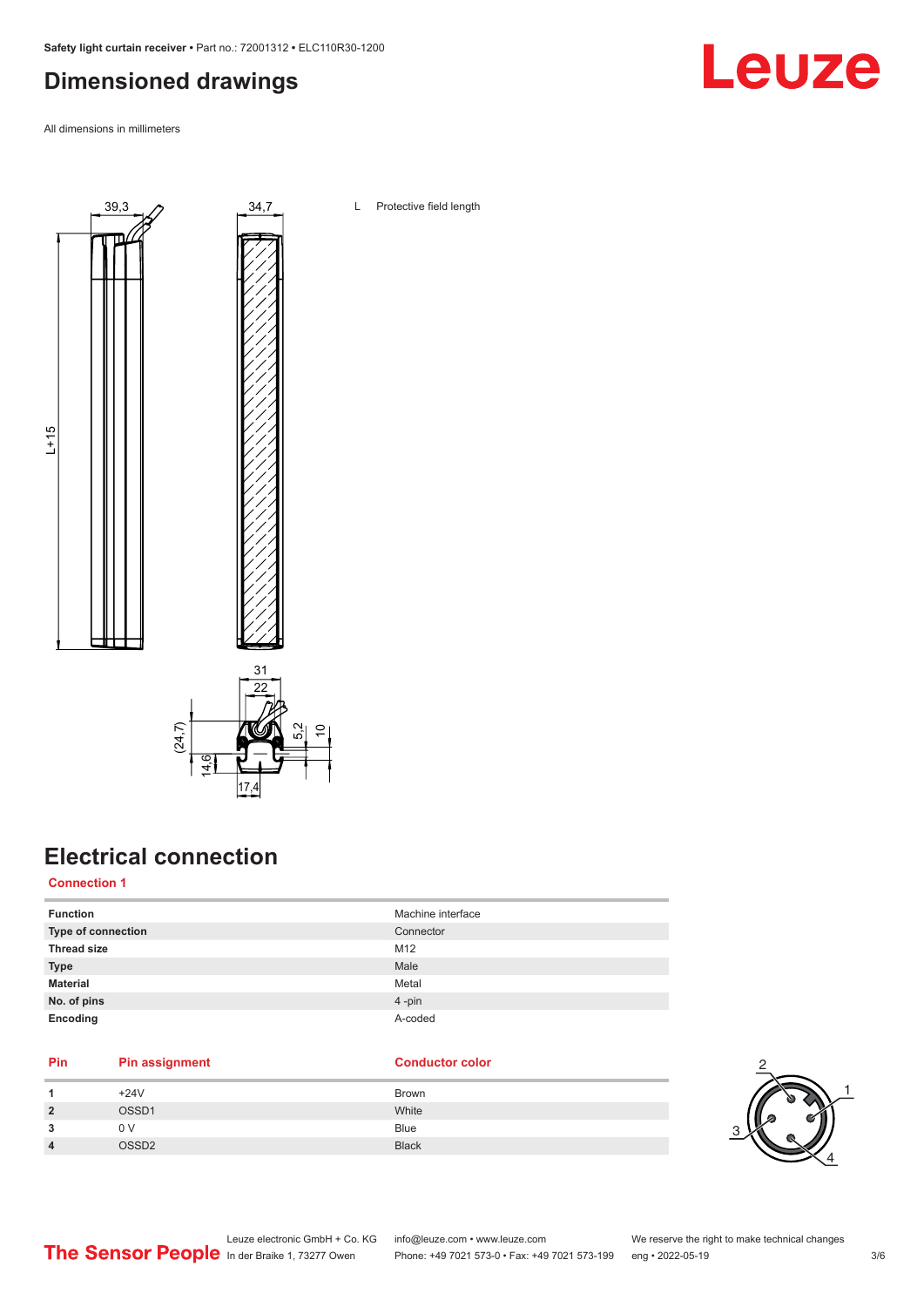# Dimensioned drawings

All dimensions in millimeters

39,3

34,7

L Protective field length

L+15

31

22

(24,7)

5,2

10

14,6

17,4

# Electrical connection

## Connection 1

| | |
|---|---|
| **Function** | Machine interface |
| **Type of connection** | Connector |
| **Thread size** | M12 |
| **Type** | Male |
| **Material** | Metal |
| **No. of pins** | 4 -pin |
| **Encoding** | A-coded |

| Pin | Pin assignment | Conductor color |
|---|---|---|
| **1** | +24V | Brown |
| **2** | OSSD1 | White |
| **3** | 0 V | Blue |
| **4** | OSSD2 | Black |

2

1

3

4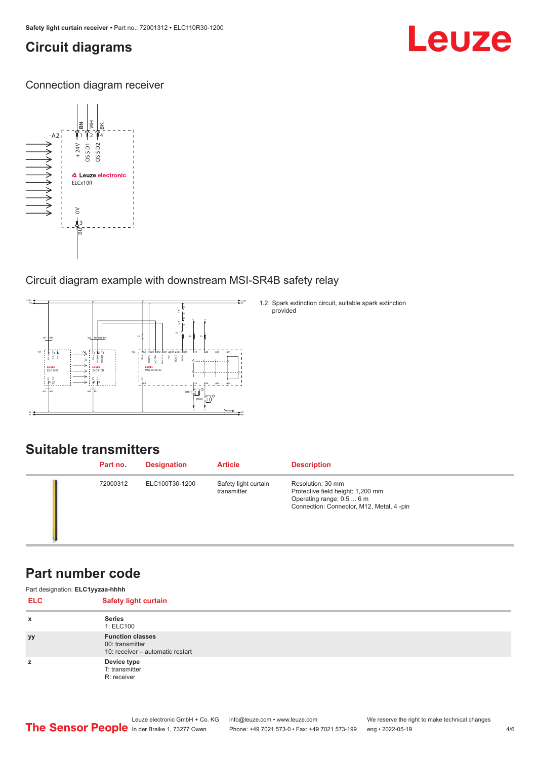# Circuit diagrams

## Connection diagram receiver

## Circuit diagram example with downstream MSI-SR4B safety relay

1.2 Spark extinction circuit, suitable spark extinction provided

# Suitable transmitters

| Part no. | Designation | Article | Description |
|---|---|---|---|
| 72000312 | ELC100T30-1200 | Safety light curtain transmitter | Resolution: 30 mm<br>Protective field height: 1,200 mm<br>Operating range: 0.5 ... 6 m<br>Connection: Connector, M12, Metal, 4 -pin |

# Part number code

Part designation: **ELC1yyzaa-hhhh**

| ELC | Safety light curtain |
|---|---|
| x | **Series**<br>1: ELC100 |
| yy | **Function classes**<br>00: transmitter<br>10: receiver – automatic restart |
| z | **Device type**<br>T: transmitter<br>R: receiver |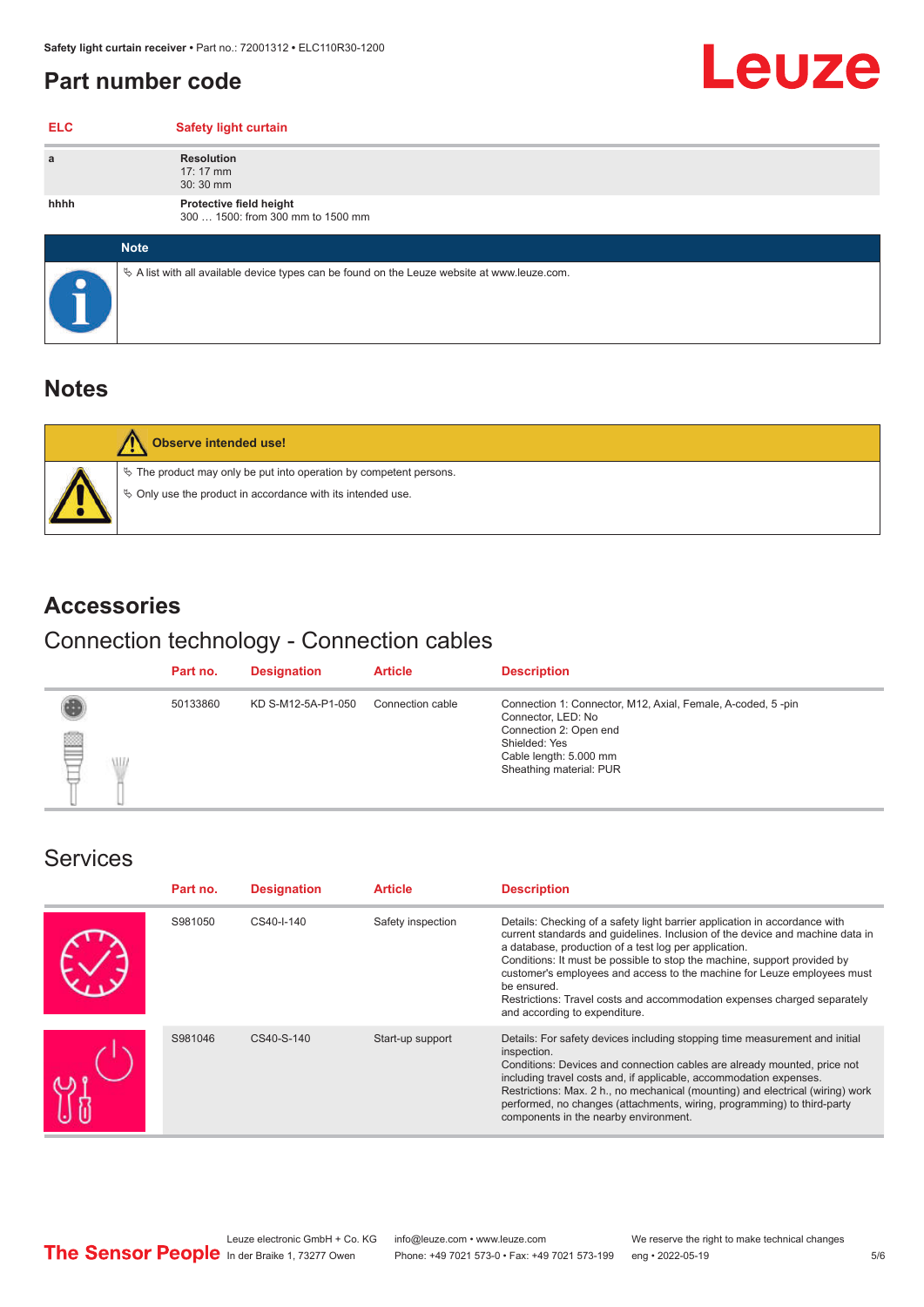## Part number code

| ELC | Safety light curtain |
| --- | --- |
| a | **Resolution**<br>17: 17 mm<br>30: 30 mm |
| hhhh | **Protective field height**<br>300 … 1500: from 300 mm to 1500 mm |

**Note**

🔖 A list with all available device types can be found on the Leuze website at www.leuze.com.

## Notes

**Observe intended use!**

🔖 The product may only be put into operation by competent persons.

🔖 Only use the product in accordance with its intended use.

## Accessories

### Connection technology - Connection cables

| Part no. | Designation | Article | Description |
| --- | --- | --- | --- |
| 50133860 | KD S-M12-5A-P1-050 | Connection cable | Connection 1: Connector, M12, Axial, Female, A-coded, 5 -pin<br>Connector, LED: No<br>Connection 2: Open end<br>Shielded: Yes<br>Cable length: 5.000 mm<br>Sheathing material: PUR |

### Services

| Part no. | Designation | Article | Description |
| --- | --- | --- | --- |
| S981050 | CS40-I-140 | Safety inspection | Details: Checking of a safety light barrier application in accordance with current standards and guidelines. Inclusion of the device and machine data in a database, production of a test log per application.<br>Conditions: It must be possible to stop the machine, support provided by customer's employees and access to the machine for Leuze employees must be ensured.<br>Restrictions: Travel costs and accommodation expenses charged separately and according to expenditure. |
| S981046 | CS40-S-140 | Start-up support | Details: For safety devices including stopping time measurement and initial inspection.<br>Conditions: Devices and connection cables are already mounted, price not including travel costs and, if applicable, accommodation expenses.<br>Restrictions: Max. 2 h., no mechanical (mounting) and electrical (wiring) work performed, no changes (attachments, wiring, programming) to third-party components in the nearby environment. |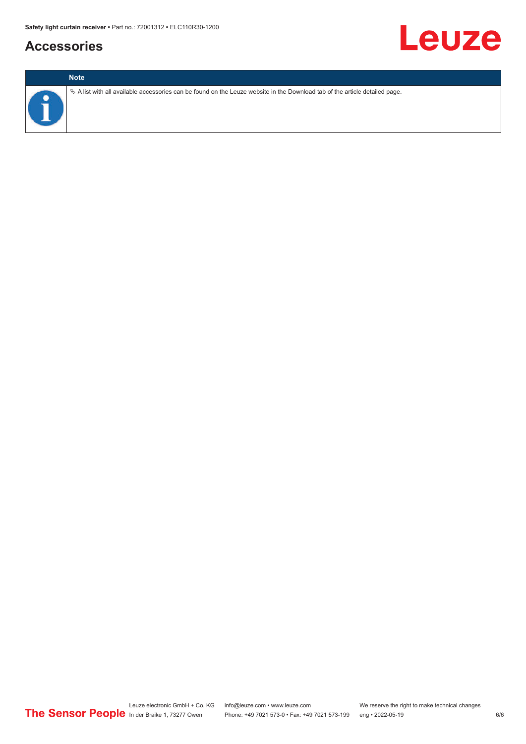## Accessories

| | Note |
|---|---|
| | ↳ A list with all available accessories can be found on the Leuze website in the Download tab of the article detailed page. |